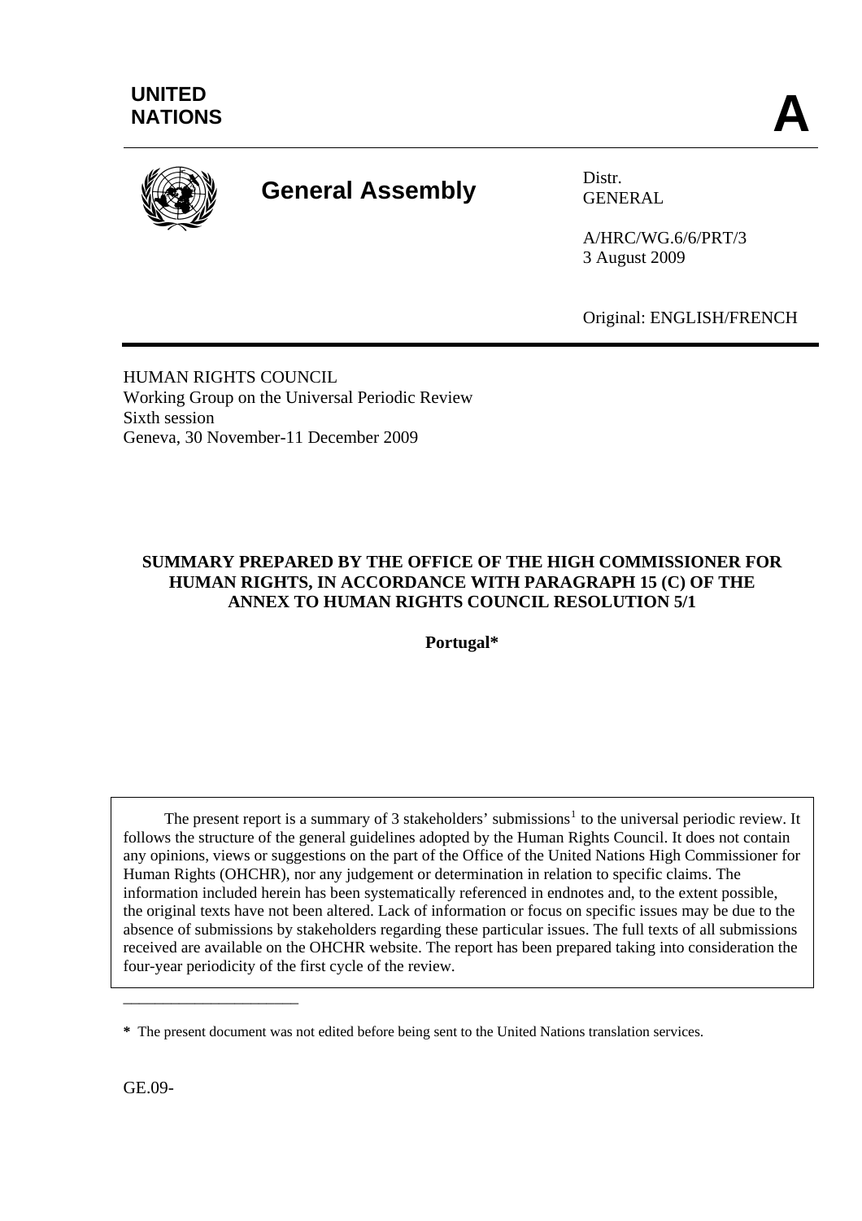UNITED NATIONS

A

# General Assembly

Distr.
GENERAL

A/HRC/WG.6/6/PRT/3
3 August 2009

Original: ENGLISH/FRENCH

HUMAN RIGHTS COUNCIL
Working Group on the Universal Periodic Review
Sixth session
Geneva, 30 November-11 December 2009

**SUMMARY PREPARED BY THE OFFICE OF THE HIGH COMMISSIONER FOR HUMAN RIGHTS, IN ACCORDANCE WITH PARAGRAPH 15 (C) OF THE ANNEX TO HUMAN RIGHTS COUNCIL RESOLUTION 5/1**

**Portugal***

The present report is a summary of 3 stakeholders' submissions[1] to the universal periodic review. It follows the structure of the general guidelines adopted by the Human Rights Council. It does not contain any opinions, views or suggestions on the part of the Office of the United Nations High Commissioner for Human Rights (OHCHR), nor any judgement or determination in relation to specific claims. The information included herein has been systematically referenced in endnotes and, to the extent possible, the original texts have not been altered. Lack of information or focus on specific issues may be due to the absence of submissions by stakeholders regarding these particular issues. The full texts of all submissions received are available on the OHCHR website. The report has been prepared taking into consideration the four-year periodicity of the first cycle of the review.

**\*** The present document was not edited before being sent to the United Nations translation services.

GE.09-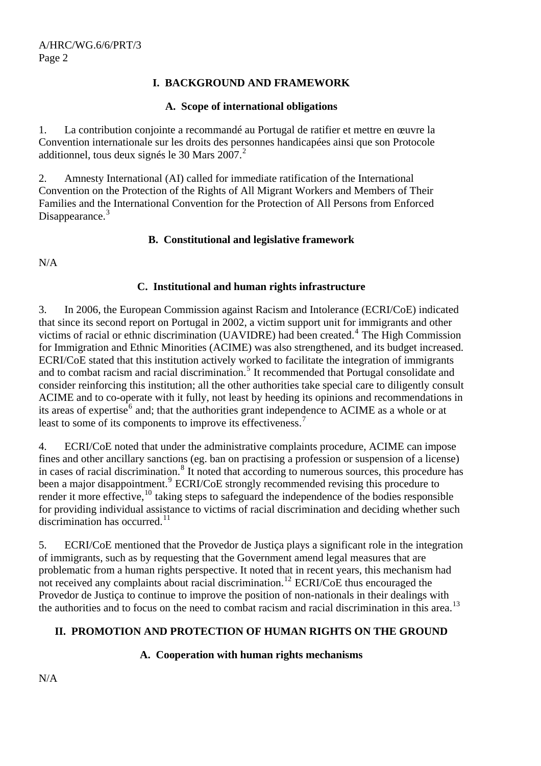## I. BACKGROUND AND FRAMEWORK

### A. Scope of international obligations

1. La contribution conjointe a recommandé au Portugal de ratifier et mettre en œuvre la Convention internationale sur les droits des personnes handicapées ainsi que son Protocole additionnel, tous deux signés le 30 Mars 2007.[2]

2. Amnesty International (AI) called for immediate ratification of the International Convention on the Protection of the Rights of All Migrant Workers and Members of Their Families and the International Convention for the Protection of All Persons from Enforced Disappearance.[3]

### B. Constitutional and legislative framework

N/A

### C. Institutional and human rights infrastructure

3. In 2006, the European Commission against Racism and Intolerance (ECRI/CoE) indicated that since its second report on Portugal in 2002, a victim support unit for immigrants and other victims of racial or ethnic discrimination (UAVIDRE) had been created.[4] The High Commission for Immigration and Ethnic Minorities (ACIME) was also strengthened, and its budget increased. ECRI/CoE stated that this institution actively worked to facilitate the integration of immigrants and to combat racism and racial discrimination.[5] It recommended that Portugal consolidate and consider reinforcing this institution; all the other authorities take special care to diligently consult ACIME and to co-operate with it fully, not least by heeding its opinions and recommendations in its areas of expertise[6] and; that the authorities grant independence to ACIME as a whole or at least to some of its components to improve its effectiveness.[7]

4. ECRI/CoE noted that under the administrative complaints procedure, ACIME can impose fines and other ancillary sanctions (eg. ban on practising a profession or suspension of a license) in cases of racial discrimination.[8] It noted that according to numerous sources, this procedure has been a major disappointment.[9] ECRI/CoE strongly recommended revising this procedure to render it more effective,[10] taking steps to safeguard the independence of the bodies responsible for providing individual assistance to victims of racial discrimination and deciding whether such discrimination has occurred.[11]

5. ECRI/CoE mentioned that the Provedor de Justiça plays a significant role in the integration of immigrants, such as by requesting that the Government amend legal measures that are problematic from a human rights perspective. It noted that in recent years, this mechanism had not received any complaints about racial discrimination.[12] ECRI/CoE thus encouraged the Provedor de Justiça to continue to improve the position of non-nationals in their dealings with the authorities and to focus on the need to combat racism and racial discrimination in this area.[13]

## II. PROMOTION AND PROTECTION OF HUMAN RIGHTS ON THE GROUND

### A. Cooperation with human rights mechanisms

N/A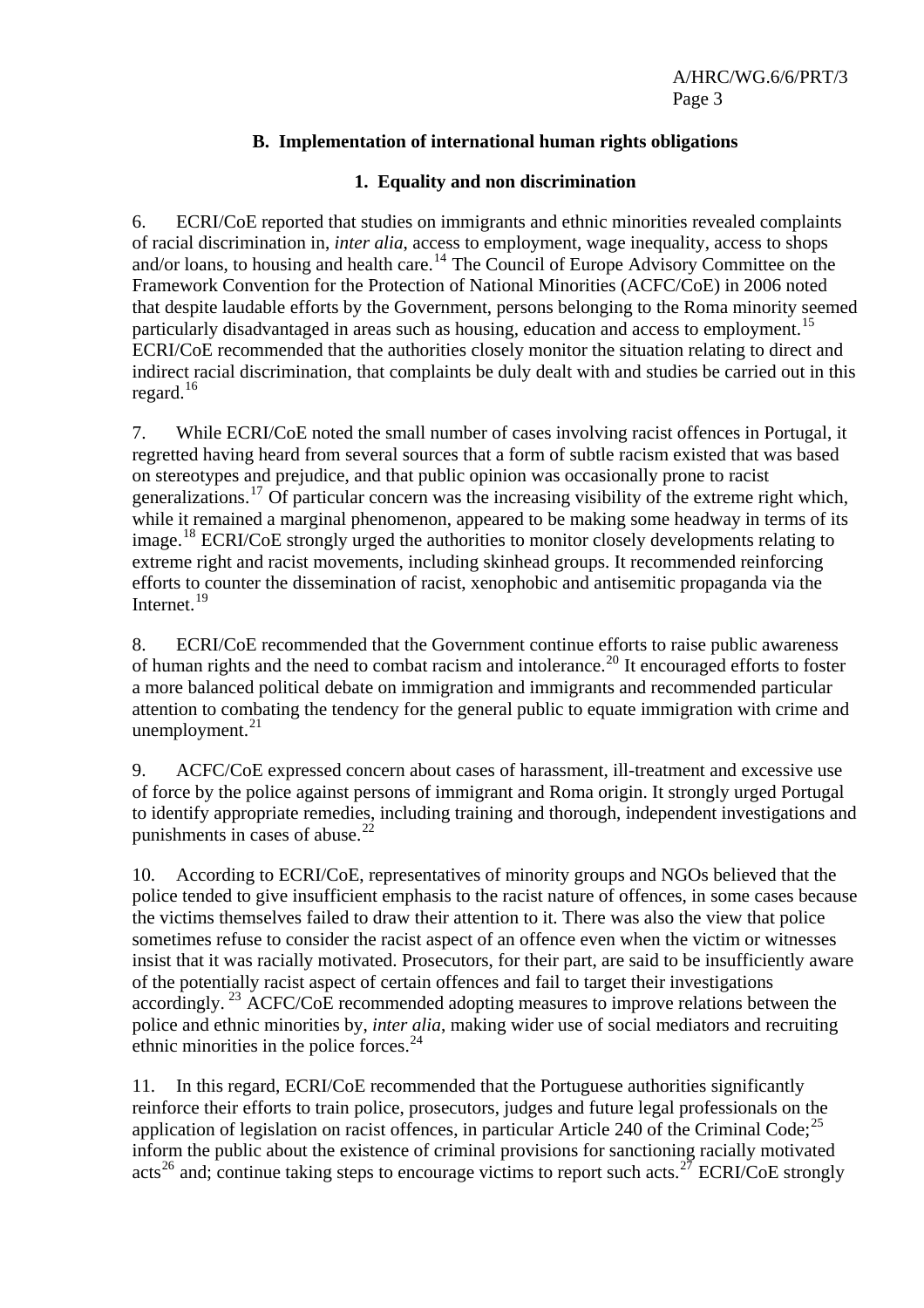## B. Implementation of international human rights obligations

### 1. Equality and non discrimination

6. ECRI/CoE reported that studies on immigrants and ethnic minorities revealed complaints of racial discrimination in, *inter alia*, access to employment, wage inequality, access to shops and/or loans, to housing and health care.[14] The Council of Europe Advisory Committee on the Framework Convention for the Protection of National Minorities (ACFC/CoE) in 2006 noted that despite laudable efforts by the Government, persons belonging to the Roma minority seemed particularly disadvantaged in areas such as housing, education and access to employment.[15] ECRI/CoE recommended that the authorities closely monitor the situation relating to direct and indirect racial discrimination, that complaints be duly dealt with and studies be carried out in this regard.[16]

7. While ECRI/CoE noted the small number of cases involving racist offences in Portugal, it regretted having heard from several sources that a form of subtle racism existed that was based on stereotypes and prejudice, and that public opinion was occasionally prone to racist generalizations.[17] Of particular concern was the increasing visibility of the extreme right which, while it remained a marginal phenomenon, appeared to be making some headway in terms of its image.[18] ECRI/CoE strongly urged the authorities to monitor closely developments relating to extreme right and racist movements, including skinhead groups. It recommended reinforcing efforts to counter the dissemination of racist, xenophobic and antisemitic propaganda via the Internet.[19]

8. ECRI/CoE recommended that the Government continue efforts to raise public awareness of human rights and the need to combat racism and intolerance.[20] It encouraged efforts to foster a more balanced political debate on immigration and immigrants and recommended particular attention to combating the tendency for the general public to equate immigration with crime and unemployment.[21]

9. ACFC/CoE expressed concern about cases of harassment, ill-treatment and excessive use of force by the police against persons of immigrant and Roma origin. It strongly urged Portugal to identify appropriate remedies, including training and thorough, independent investigations and punishments in cases of abuse.[22]

10. According to ECRI/CoE, representatives of minority groups and NGOs believed that the police tended to give insufficient emphasis to the racist nature of offences, in some cases because the victims themselves failed to draw their attention to it. There was also the view that police sometimes refuse to consider the racist aspect of an offence even when the victim or witnesses insist that it was racially motivated. Prosecutors, for their part, are said to be insufficiently aware of the potentially racist aspect of certain offences and fail to target their investigations accordingly.[23] ACFC/CoE recommended adopting measures to improve relations between the police and ethnic minorities by, *inter alia*, making wider use of social mediators and recruiting ethnic minorities in the police forces.[24]

11. In this regard, ECRI/CoE recommended that the Portuguese authorities significantly reinforce their efforts to train police, prosecutors, judges and future legal professionals on the application of legislation on racist offences, in particular Article 240 of the Criminal Code;[25] inform the public about the existence of criminal provisions for sanctioning racially motivated acts[26] and; continue taking steps to encourage victims to report such acts.[27] ECRI/CoE strongly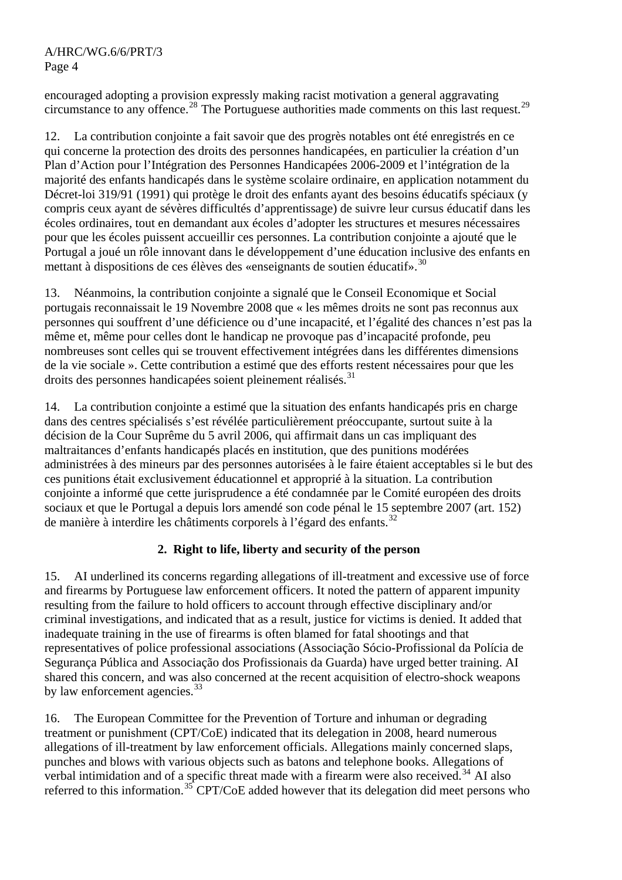encouraged adopting a provision expressly making racist motivation a general aggravating circumstance to any offence.[28] The Portuguese authorities made comments on this last request.[29]

12. La contribution conjointe a fait savoir que des progrès notables ont été enregistrés en ce qui concerne la protection des droits des personnes handicapées, en particulier la création d'un Plan d'Action pour l'Intégration des Personnes Handicapées 2006-2009 et l'intégration de la majorité des enfants handicapés dans le système scolaire ordinaire, en application notamment du Décret-loi 319/91 (1991) qui protège le droit des enfants ayant des besoins éducatifs spéciaux (y compris ceux ayant de sévères difficultés d'apprentissage) de suivre leur cursus éducatif dans les écoles ordinaires, tout en demandant aux écoles d'adopter les structures et mesures nécessaires pour que les écoles puissent accueillir ces personnes. La contribution conjointe a ajouté que le Portugal a joué un rôle innovant dans le développement d'une éducation inclusive des enfants en mettant à dispositions de ces élèves des «enseignants de soutien éducatif».[30]

13. Néanmoins, la contribution conjointe a signalé que le Conseil Economique et Social portugais reconnaissait le 19 Novembre 2008 que « les mêmes droits ne sont pas reconnus aux personnes qui souffrent d'une déficience ou d'une incapacité, et l'égalité des chances n'est pas la même et, même pour celles dont le handicap ne provoque pas d'incapacité profonde, peu nombreuses sont celles qui se trouvent effectivement intégrées dans les différentes dimensions de la vie sociale ». Cette contribution a estimé que des efforts restent nécessaires pour que les droits des personnes handicapées soient pleinement réalisés.[31]

14. La contribution conjointe a estimé que la situation des enfants handicapés pris en charge dans des centres spécialisés s'est révélée particulièrement préoccupante, surtout suite à la décision de la Cour Suprême du 5 avril 2006, qui affirmait dans un cas impliquant des maltraitances d'enfants handicapés placés en institution, que des punitions modérées administrées à des mineurs par des personnes autorisées à le faire étaient acceptables si le but des ces punitions était exclusivement éducationnel et approprié à la situation. La contribution conjointe a informé que cette jurisprudence a été condamnée par le Comité européen des droits sociaux et que le Portugal a depuis lors amendé son code pénal le 15 septembre 2007 (art. 152) de manière à interdire les châtiments corporels à l'égard des enfants.[32]

### 2. Right to life, liberty and security of the person

15. AI underlined its concerns regarding allegations of ill-treatment and excessive use of force and firearms by Portuguese law enforcement officers. It noted the pattern of apparent impunity resulting from the failure to hold officers to account through effective disciplinary and/or criminal investigations, and indicated that as a result, justice for victims is denied. It added that inadequate training in the use of firearms is often blamed for fatal shootings and that representatives of police professional associations (Associação Sócio-Profissional da Polícia de Segurança Pública and Associação dos Profissionais da Guarda) have urged better training. AI shared this concern, and was also concerned at the recent acquisition of electro-shock weapons by law enforcement agencies.[33]

16. The European Committee for the Prevention of Torture and inhuman or degrading treatment or punishment (CPT/CoE) indicated that its delegation in 2008, heard numerous allegations of ill-treatment by law enforcement officials. Allegations mainly concerned slaps, punches and blows with various objects such as batons and telephone books. Allegations of verbal intimidation and of a specific threat made with a firearm were also received.[34] AI also referred to this information.[35] CPT/CoE added however that its delegation did meet persons who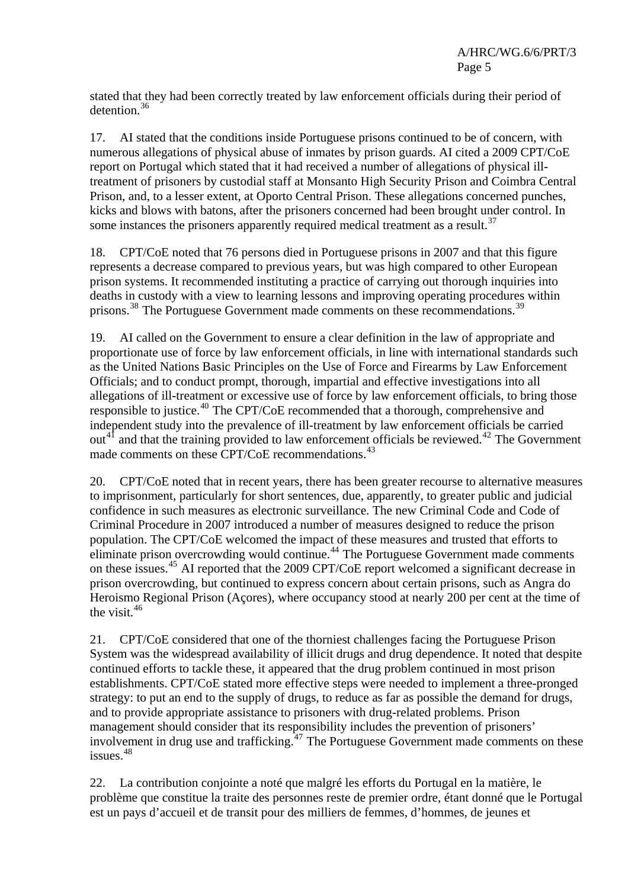stated that they had been correctly treated by law enforcement officials during their period of detention.[36]

17. AI stated that the conditions inside Portuguese prisons continued to be of concern, with numerous allegations of physical abuse of inmates by prison guards. AI cited a 2009 CPT/CoE report on Portugal which stated that it had received a number of allegations of physical ill-treatment of prisoners by custodial staff at Monsanto High Security Prison and Coimbra Central Prison, and, to a lesser extent, at Oporto Central Prison. These allegations concerned punches, kicks and blows with batons, after the prisoners concerned had been brought under control. In some instances the prisoners apparently required medical treatment as a result.[37]

18. CPT/CoE noted that 76 persons died in Portuguese prisons in 2007 and that this figure represents a decrease compared to previous years, but was high compared to other European prison systems. It recommended instituting a practice of carrying out thorough inquiries into deaths in custody with a view to learning lessons and improving operating procedures within prisons.[38] The Portuguese Government made comments on these recommendations.[39]

19. AI called on the Government to ensure a clear definition in the law of appropriate and proportionate use of force by law enforcement officials, in line with international standards such as the United Nations Basic Principles on the Use of Force and Firearms by Law Enforcement Officials; and to conduct prompt, thorough, impartial and effective investigations into all allegations of ill-treatment or excessive use of force by law enforcement officials, to bring those responsible to justice.[40] The CPT/CoE recommended that a thorough, comprehensive and independent study into the prevalence of ill-treatment by law enforcement officials be carried out[41] and that the training provided to law enforcement officials be reviewed.[42] The Government made comments on these CPT/CoE recommendations.[43]

20. CPT/CoE noted that in recent years, there has been greater recourse to alternative measures to imprisonment, particularly for short sentences, due, apparently, to greater public and judicial confidence in such measures as electronic surveillance. The new Criminal Code and Code of Criminal Procedure in 2007 introduced a number of measures designed to reduce the prison population. The CPT/CoE welcomed the impact of these measures and trusted that efforts to eliminate prison overcrowding would continue.[44] The Portuguese Government made comments on these issues.[45] AI reported that the 2009 CPT/CoE report welcomed a significant decrease in prison overcrowding, but continued to express concern about certain prisons, such as Angra do Heroismo Regional Prison (Açores), where occupancy stood at nearly 200 per cent at the time of the visit.[46]

21. CPT/CoE considered that one of the thorniest challenges facing the Portuguese Prison System was the widespread availability of illicit drugs and drug dependence. It noted that despite continued efforts to tackle these, it appeared that the drug problem continued in most prison establishments. CPT/CoE stated more effective steps were needed to implement a three-pronged strategy: to put an end to the supply of drugs, to reduce as far as possible the demand for drugs, and to provide appropriate assistance to prisoners with drug-related problems. Prison management should consider that its responsibility includes the prevention of prisoners' involvement in drug use and trafficking.[47] The Portuguese Government made comments on these issues.[48]

22. La contribution conjointe a noté que malgré les efforts du Portugal en la matière, le problème que constitue la traite des personnes reste de premier ordre, étant donné que le Portugal est un pays d'accueil et de transit pour des milliers de femmes, d'hommes, de jeunes et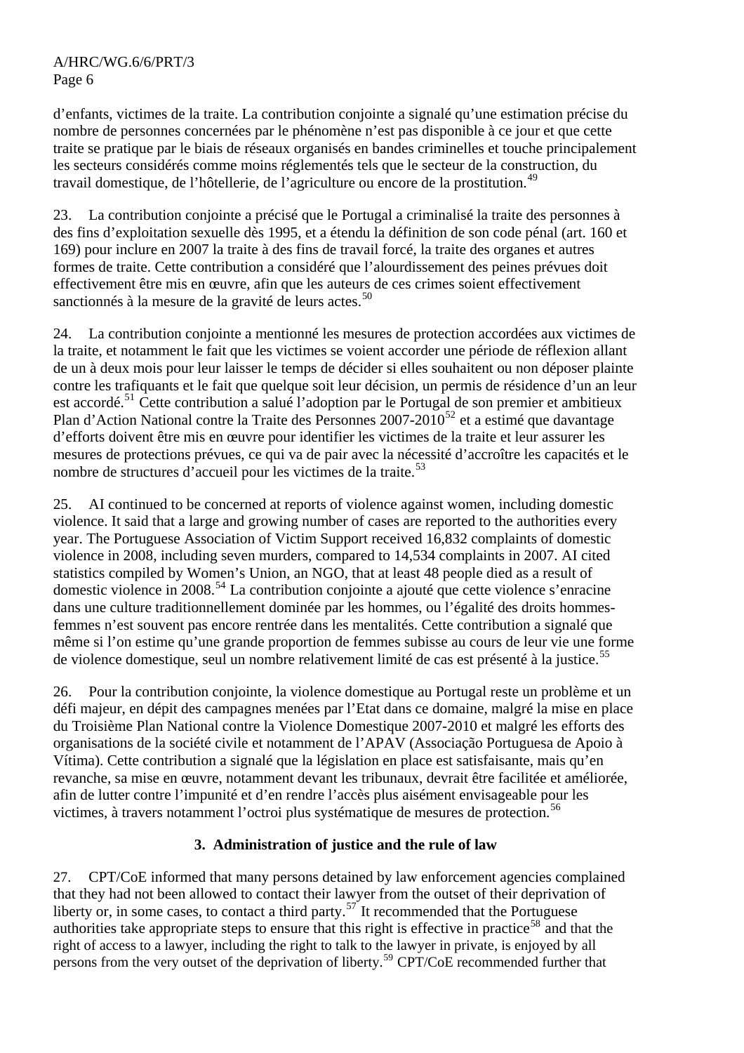d'enfants, victimes de la traite. La contribution conjointe a signalé qu'une estimation précise du nombre de personnes concernées par le phénomène n'est pas disponible à ce jour et que cette traite se pratique par le biais de réseaux organisés en bandes criminelles et touche principalement les secteurs considérés comme moins réglementés tels que le secteur de la construction, du travail domestique, de l'hôtellerie, de l'agriculture ou encore de la prostitution.[49]

23. La contribution conjointe a précisé que le Portugal a criminalisé la traite des personnes à des fins d'exploitation sexuelle dès 1995, et a étendu la définition de son code pénal (art. 160 et 169) pour inclure en 2007 la traite à des fins de travail forcé, la traite des organes et autres formes de traite. Cette contribution a considéré que l'alourdissement des peines prévues doit effectivement être mis en œuvre, afin que les auteurs de ces crimes soient effectivement sanctionnés à la mesure de la gravité de leurs actes.[50]

24. La contribution conjointe a mentionné les mesures de protection accordées aux victimes de la traite, et notamment le fait que les victimes se voient accorder une période de réflexion allant de un à deux mois pour leur laisser le temps de décider si elles souhaitent ou non déposer plainte contre les trafiquants et le fait que quelque soit leur décision, un permis de résidence d'un an leur est accordé.[51] Cette contribution a salué l'adoption par le Portugal de son premier et ambitieux Plan d'Action National contre la Traite des Personnes 2007-2010[52] et a estimé que davantage d'efforts doivent être mis en œuvre pour identifier les victimes de la traite et leur assurer les mesures de protections prévues, ce qui va de pair avec la nécessité d'accroître les capacités et le nombre de structures d'accueil pour les victimes de la traite.[53]

25. AI continued to be concerned at reports of violence against women, including domestic violence. It said that a large and growing number of cases are reported to the authorities every year. The Portuguese Association of Victim Support received 16,832 complaints of domestic violence in 2008, including seven murders, compared to 14,534 complaints in 2007. AI cited statistics compiled by Women's Union, an NGO, that at least 48 people died as a result of domestic violence in 2008.[54] La contribution conjointe a ajouté que cette violence s'enracine dans une culture traditionnellement dominée par les hommes, ou l'égalité des droits hommes-femmes n'est souvent pas encore rentrée dans les mentalités. Cette contribution a signalé que même si l'on estime qu'une grande proportion de femmes subisse au cours de leur vie une forme de violence domestique, seul un nombre relativement limité de cas est présenté à la justice.[55]

26. Pour la contribution conjointe, la violence domestique au Portugal reste un problème et un défi majeur, en dépit des campagnes menées par l'Etat dans ce domaine, malgré la mise en place du Troisième Plan National contre la Violence Domestique 2007-2010 et malgré les efforts des organisations de la société civile et notamment de l'APAV (Associação Portuguesa de Apoio à Vítima). Cette contribution a signalé que la législation en place est satisfaisante, mais qu'en revanche, sa mise en œuvre, notamment devant les tribunaux, devrait être facilitée et améliorée, afin de lutter contre l'impunité et d'en rendre l'accès plus aisément envisageable pour les victimes, à travers notamment l'octroi plus systématique de mesures de protection.[56]

### 3. Administration of justice and the rule of law

27. CPT/CoE informed that many persons detained by law enforcement agencies complained that they had not been allowed to contact their lawyer from the outset of their deprivation of liberty or, in some cases, to contact a third party.[57] It recommended that the Portuguese authorities take appropriate steps to ensure that this right is effective in practice[58] and that the right of access to a lawyer, including the right to talk to the lawyer in private, is enjoyed by all persons from the very outset of the deprivation of liberty.[59] CPT/CoE recommended further that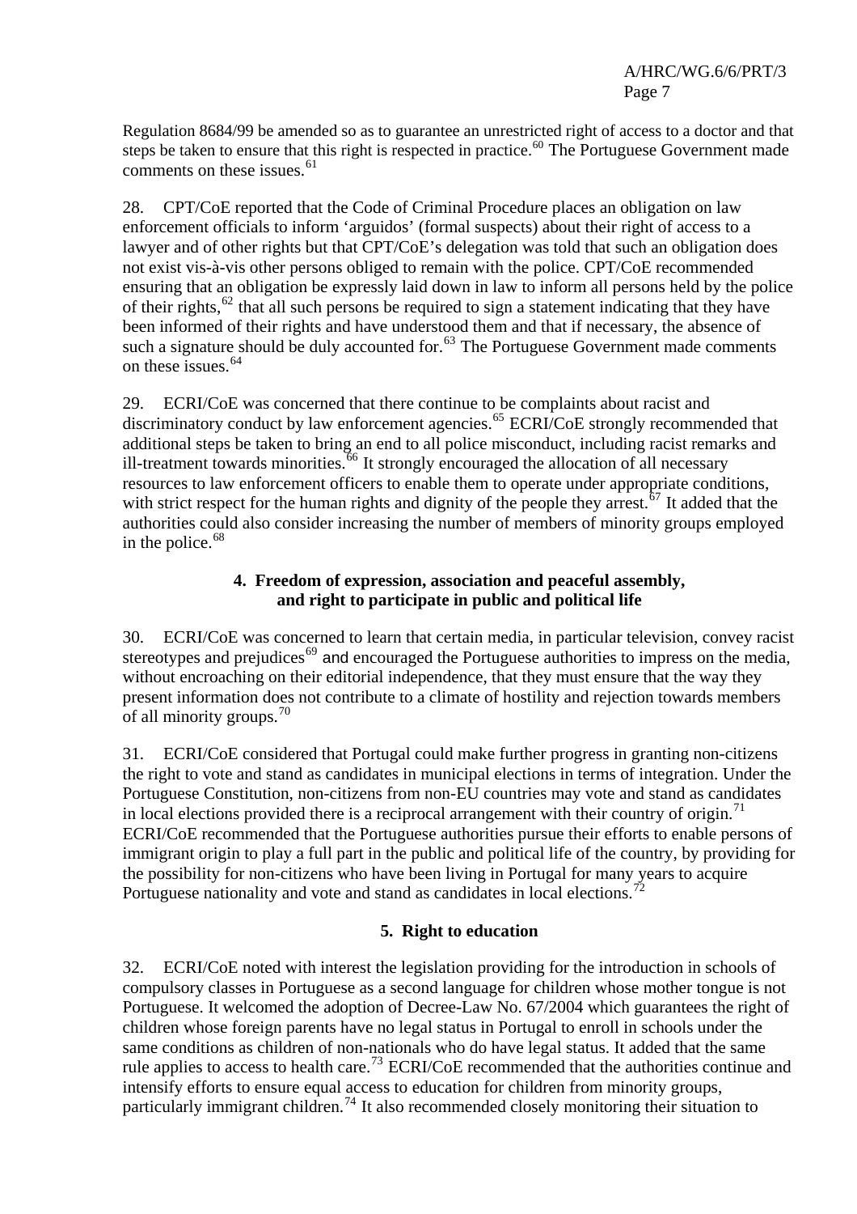Regulation 8684/99 be amended so as to guarantee an unrestricted right of access to a doctor and that steps be taken to ensure that this right is respected in practice.[60] The Portuguese Government made comments on these issues.[61]

28. CPT/CoE reported that the Code of Criminal Procedure places an obligation on law enforcement officials to inform 'arguidos' (formal suspects) about their right of access to a lawyer and of other rights but that CPT/CoE's delegation was told that such an obligation does not exist vis-à-vis other persons obliged to remain with the police. CPT/CoE recommended ensuring that an obligation be expressly laid down in law to inform all persons held by the police of their rights,[62] that all such persons be required to sign a statement indicating that they have been informed of their rights and have understood them and that if necessary, the absence of such a signature should be duly accounted for.[63] The Portuguese Government made comments on these issues.[64]

29. ECRI/CoE was concerned that there continue to be complaints about racist and discriminatory conduct by law enforcement agencies.[65] ECRI/CoE strongly recommended that additional steps be taken to bring an end to all police misconduct, including racist remarks and ill-treatment towards minorities.[66] It strongly encouraged the allocation of all necessary resources to law enforcement officers to enable them to operate under appropriate conditions, with strict respect for the human rights and dignity of the people they arrest.[67] It added that the authorities could also consider increasing the number of members of minority groups employed in the police.[68]

### 4. Freedom of expression, association and peaceful assembly, and right to participate in public and political life

30. ECRI/CoE was concerned to learn that certain media, in particular television, convey racist stereotypes and prejudices[69] and encouraged the Portuguese authorities to impress on the media, without encroaching on their editorial independence, that they must ensure that the way they present information does not contribute to a climate of hostility and rejection towards members of all minority groups.[70]

31. ECRI/CoE considered that Portugal could make further progress in granting non-citizens the right to vote and stand as candidates in municipal elections in terms of integration. Under the Portuguese Constitution, non-citizens from non-EU countries may vote and stand as candidates in local elections provided there is a reciprocal arrangement with their country of origin.[71] ECRI/CoE recommended that the Portuguese authorities pursue their efforts to enable persons of immigrant origin to play a full part in the public and political life of the country, by providing for the possibility for non-citizens who have been living in Portugal for many years to acquire Portuguese nationality and vote and stand as candidates in local elections.[72]

### 5. Right to education

32. ECRI/CoE noted with interest the legislation providing for the introduction in schools of compulsory classes in Portuguese as a second language for children whose mother tongue is not Portuguese. It welcomed the adoption of Decree-Law No. 67/2004 which guarantees the right of children whose foreign parents have no legal status in Portugal to enroll in schools under the same conditions as children of non-nationals who do have legal status. It added that the same rule applies to access to health care.[73] ECRI/CoE recommended that the authorities continue and intensify efforts to ensure equal access to education for children from minority groups, particularly immigrant children.[74] It also recommended closely monitoring their situation to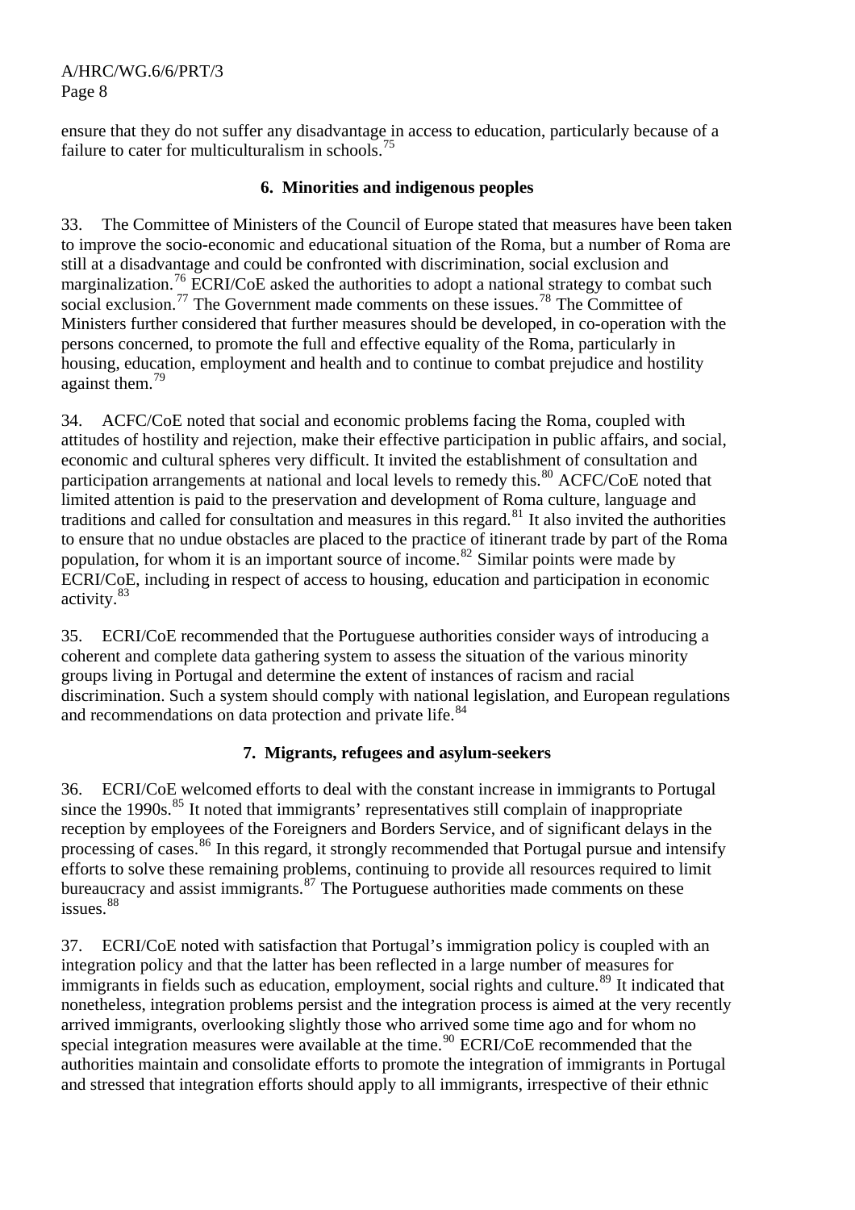ensure that they do not suffer any disadvantage in access to education, particularly because of a failure to cater for multiculturalism in schools.[75]

### 6. Minorities and indigenous peoples

33. The Committee of Ministers of the Council of Europe stated that measures have been taken to improve the socio-economic and educational situation of the Roma, but a number of Roma are still at a disadvantage and could be confronted with discrimination, social exclusion and marginalization.[76] ECRI/CoE asked the authorities to adopt a national strategy to combat such social exclusion.[77] The Government made comments on these issues.[78] The Committee of Ministers further considered that further measures should be developed, in co-operation with the persons concerned, to promote the full and effective equality of the Roma, particularly in housing, education, employment and health and to continue to combat prejudice and hostility against them.[79]

34. ACFC/CoE noted that social and economic problems facing the Roma, coupled with attitudes of hostility and rejection, make their effective participation in public affairs, and social, economic and cultural spheres very difficult. It invited the establishment of consultation and participation arrangements at national and local levels to remedy this.[80] ACFC/CoE noted that limited attention is paid to the preservation and development of Roma culture, language and traditions and called for consultation and measures in this regard.[81] It also invited the authorities to ensure that no undue obstacles are placed to the practice of itinerant trade by part of the Roma population, for whom it is an important source of income.[82] Similar points were made by ECRI/CoE, including in respect of access to housing, education and participation in economic activity.[83]

35. ECRI/CoE recommended that the Portuguese authorities consider ways of introducing a coherent and complete data gathering system to assess the situation of the various minority groups living in Portugal and determine the extent of instances of racism and racial discrimination. Such a system should comply with national legislation, and European regulations and recommendations on data protection and private life.[84]

### 7. Migrants, refugees and asylum-seekers

36. ECRI/CoE welcomed efforts to deal with the constant increase in immigrants to Portugal since the 1990s.[85] It noted that immigrants' representatives still complain of inappropriate reception by employees of the Foreigners and Borders Service, and of significant delays in the processing of cases.[86] In this regard, it strongly recommended that Portugal pursue and intensify efforts to solve these remaining problems, continuing to provide all resources required to limit bureaucracy and assist immigrants.[87] The Portuguese authorities made comments on these issues.[88]

37. ECRI/CoE noted with satisfaction that Portugal's immigration policy is coupled with an integration policy and that the latter has been reflected in a large number of measures for immigrants in fields such as education, employment, social rights and culture.[89] It indicated that nonetheless, integration problems persist and the integration process is aimed at the very recently arrived immigrants, overlooking slightly those who arrived some time ago and for whom no special integration measures were available at the time.[90] ECRI/CoE recommended that the authorities maintain and consolidate efforts to promote the integration of immigrants in Portugal and stressed that integration efforts should apply to all immigrants, irrespective of their ethnic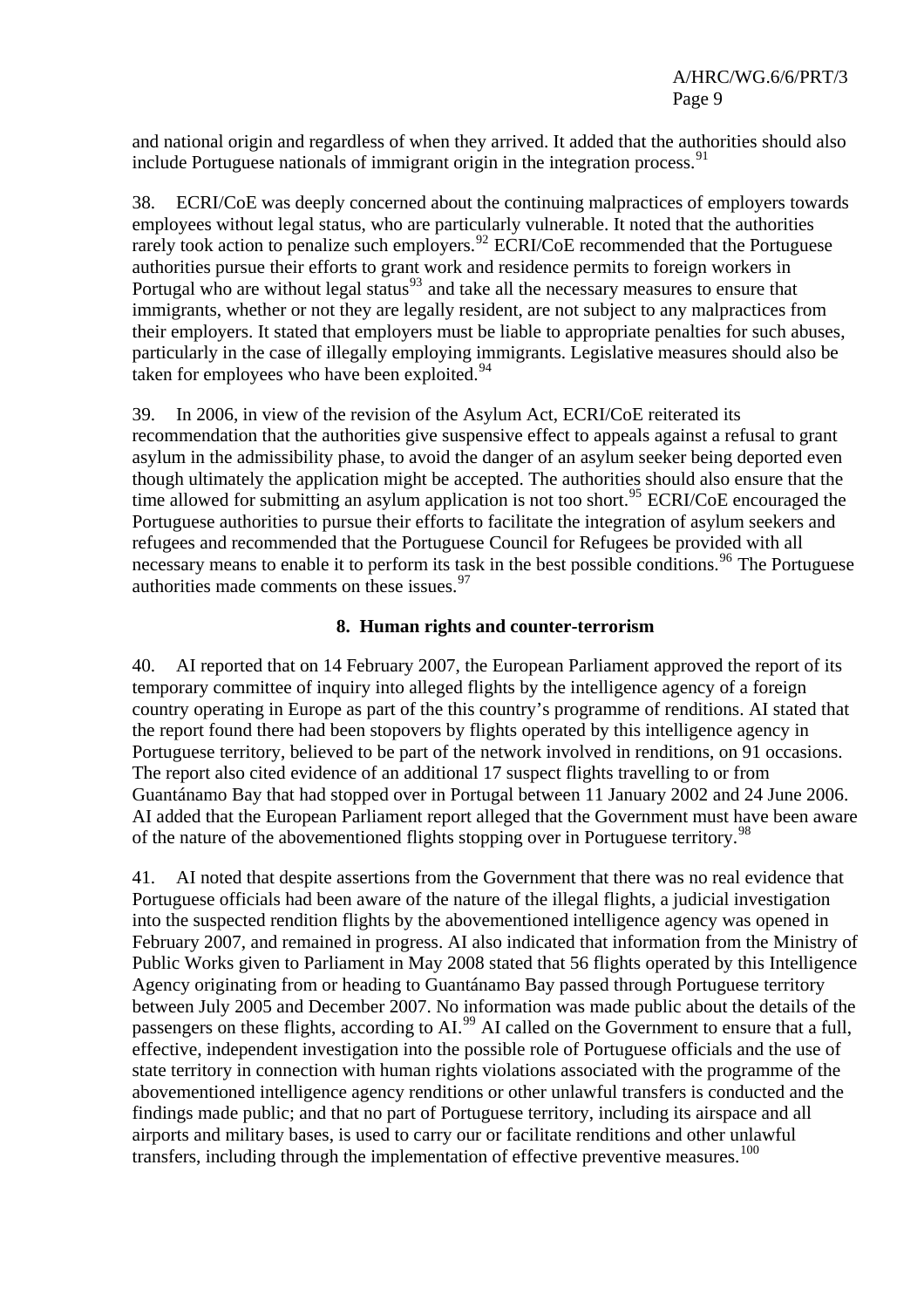and national origin and regardless of when they arrived. It added that the authorities should also include Portuguese nationals of immigrant origin in the integration process.[91]

38. ECRI/CoE was deeply concerned about the continuing malpractices of employers towards employees without legal status, who are particularly vulnerable. It noted that the authorities rarely took action to penalize such employers.[92] ECRI/CoE recommended that the Portuguese authorities pursue their efforts to grant work and residence permits to foreign workers in Portugal who are without legal status[93] and take all the necessary measures to ensure that immigrants, whether or not they are legally resident, are not subject to any malpractices from their employers. It stated that employers must be liable to appropriate penalties for such abuses, particularly in the case of illegally employing immigrants. Legislative measures should also be taken for employees who have been exploited.[94]

39. In 2006, in view of the revision of the Asylum Act, ECRI/CoE reiterated its recommendation that the authorities give suspensive effect to appeals against a refusal to grant asylum in the admissibility phase, to avoid the danger of an asylum seeker being deported even though ultimately the application might be accepted. The authorities should also ensure that the time allowed for submitting an asylum application is not too short.[95] ECRI/CoE encouraged the Portuguese authorities to pursue their efforts to facilitate the integration of asylum seekers and refugees and recommended that the Portuguese Council for Refugees be provided with all necessary means to enable it to perform its task in the best possible conditions.[96] The Portuguese authorities made comments on these issues.[97]

### 8. Human rights and counter-terrorism

40. AI reported that on 14 February 2007, the European Parliament approved the report of its temporary committee of inquiry into alleged flights by the intelligence agency of a foreign country operating in Europe as part of the this country's programme of renditions. AI stated that the report found there had been stopovers by flights operated by this intelligence agency in Portuguese territory, believed to be part of the network involved in renditions, on 91 occasions. The report also cited evidence of an additional 17 suspect flights travelling to or from Guantánamo Bay that had stopped over in Portugal between 11 January 2002 and 24 June 2006. AI added that the European Parliament report alleged that the Government must have been aware of the nature of the abovementioned flights stopping over in Portuguese territory.[98]

41. AI noted that despite assertions from the Government that there was no real evidence that Portuguese officials had been aware of the nature of the illegal flights, a judicial investigation into the suspected rendition flights by the abovementioned intelligence agency was opened in February 2007, and remained in progress. AI also indicated that information from the Ministry of Public Works given to Parliament in May 2008 stated that 56 flights operated by this Intelligence Agency originating from or heading to Guantánamo Bay passed through Portuguese territory between July 2005 and December 2007. No information was made public about the details of the passengers on these flights, according to AI.[99] AI called on the Government to ensure that a full, effective, independent investigation into the possible role of Portuguese officials and the use of state territory in connection with human rights violations associated with the programme of the abovementioned intelligence agency renditions or other unlawful transfers is conducted and the findings made public; and that no part of Portuguese territory, including its airspace and all airports and military bases, is used to carry our or facilitate renditions and other unlawful transfers, including through the implementation of effective preventive measures.[100]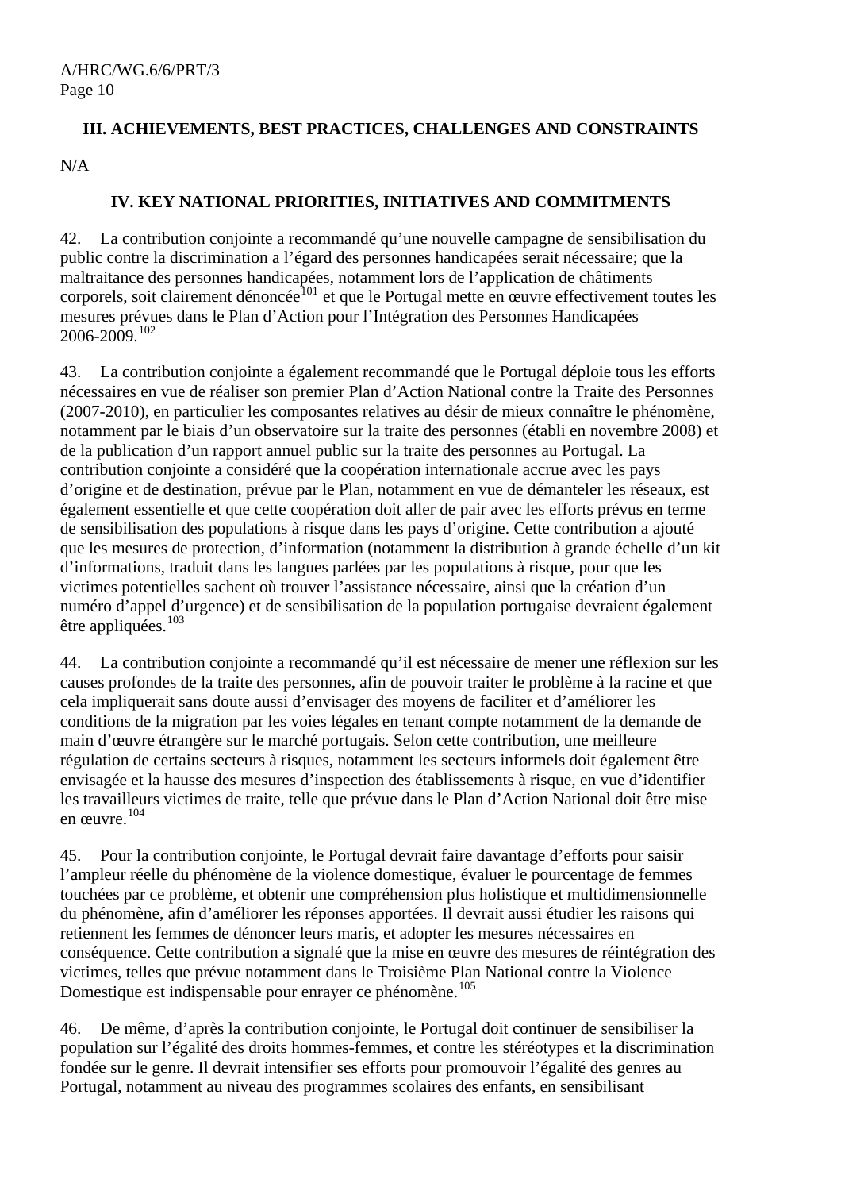## III. ACHIEVEMENTS, BEST PRACTICES, CHALLENGES AND CONSTRAINTS

N/A

## IV. KEY NATIONAL PRIORITIES, INITIATIVES AND COMMITMENTS

42. La contribution conjointe a recommandé qu'une nouvelle campagne de sensibilisation du public contre la discrimination a l'égard des personnes handicapées serait nécessaire; que la maltraitance des personnes handicapées, notamment lors de l'application de châtiments corporels, soit clairement dénoncée[101] et que le Portugal mette en œuvre effectivement toutes les mesures prévues dans le Plan d'Action pour l'Intégration des Personnes Handicapées 2006-2009.[102]

43. La contribution conjointe a également recommandé que le Portugal déploie tous les efforts nécessaires en vue de réaliser son premier Plan d'Action National contre la Traite des Personnes (2007-2010), en particulier les composantes relatives au désir de mieux connaître le phénomène, notamment par le biais d'un observatoire sur la traite des personnes (établi en novembre 2008) et de la publication d'un rapport annuel public sur la traite des personnes au Portugal. La contribution conjointe a considéré que la coopération internationale accrue avec les pays d'origine et de destination, prévue par le Plan, notamment en vue de démanteler les réseaux, est également essentielle et que cette coopération doit aller de pair avec les efforts prévus en terme de sensibilisation des populations à risque dans les pays d'origine. Cette contribution a ajouté que les mesures de protection, d'information (notamment la distribution à grande échelle d'un kit d'informations, traduit dans les langues parlées par les populations à risque, pour que les victimes potentielles sachent où trouver l'assistance nécessaire, ainsi que la création d'un numéro d'appel d'urgence) et de sensibilisation de la population portugaise devraient également être appliquées.[103]

44. La contribution conjointe a recommandé qu'il est nécessaire de mener une réflexion sur les causes profondes de la traite des personnes, afin de pouvoir traiter le problème à la racine et que cela impliquerait sans doute aussi d'envisager des moyens de faciliter et d'améliorer les conditions de la migration par les voies légales en tenant compte notamment de la demande de main d'œuvre étrangère sur le marché portugais. Selon cette contribution, une meilleure régulation de certains secteurs à risques, notamment les secteurs informels doit également être envisagée et la hausse des mesures d'inspection des établissements à risque, en vue d'identifier les travailleurs victimes de traite, telle que prévue dans le Plan d'Action National doit être mise en œuvre.[104]

45. Pour la contribution conjointe, le Portugal devrait faire davantage d'efforts pour saisir l'ampleur réelle du phénomène de la violence domestique, évaluer le pourcentage de femmes touchées par ce problème, et obtenir une compréhension plus holistique et multidimensionnelle du phénomène, afin d'améliorer les réponses apportées. Il devrait aussi étudier les raisons qui retiennent les femmes de dénoncer leurs maris, et adopter les mesures nécessaires en conséquence. Cette contribution a signalé que la mise en œuvre des mesures de réintégration des victimes, telles que prévue notamment dans le Troisième Plan National contre la Violence Domestique est indispensable pour enrayer ce phénomène.[105]

46. De même, d'après la contribution conjointe, le Portugal doit continuer de sensibiliser la population sur l'égalité des droits hommes-femmes, et contre les stéréotypes et la discrimination fondée sur le genre. Il devrait intensifier ses efforts pour promouvoir l'égalité des genres au Portugal, notamment au niveau des programmes scolaires des enfants, en sensibilisant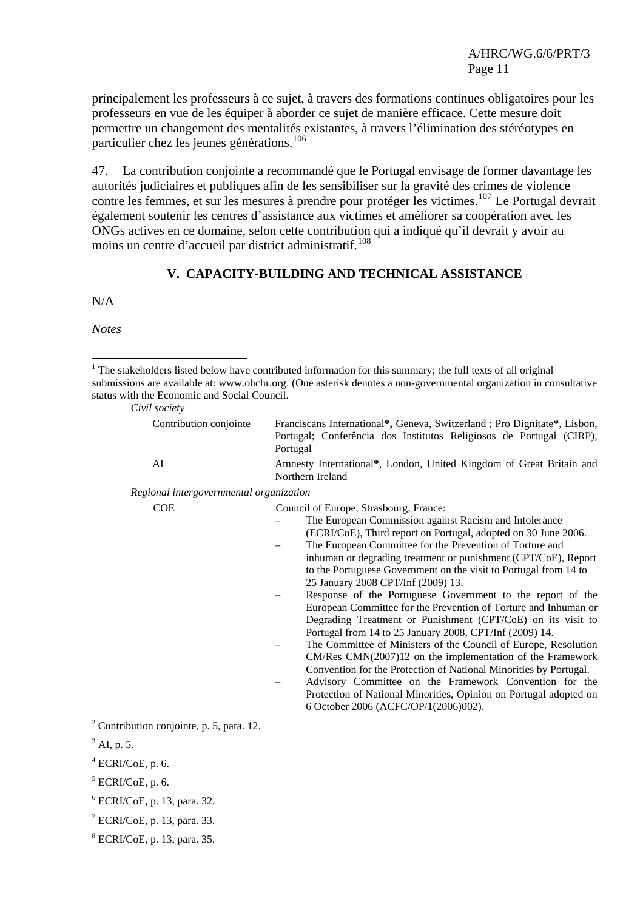principalement les professeurs à ce sujet, à travers des formations continues obligatoires pour les professeurs en vue de les équiper à aborder ce sujet de manière efficace. Cette mesure doit permettre un changement des mentalités existantes, à travers l'élimination des stéréotypes en particulier chez les jeunes générations.[106]

47. La contribution conjointe a recommandé que le Portugal envisage de former davantage les autorités judiciaires et publiques afin de les sensibiliser sur la gravité des crimes de violence contre les femmes, et sur les mesures à prendre pour protéger les victimes.[107] Le Portugal devrait également soutenir les centres d'assistance aux victimes et améliorer sa coopération avec les ONGs actives en ce domaine, selon cette contribution qui a indiqué qu'il devrait y avoir au moins un centre d'accueil par district administratif.[108]

## V. CAPACITY-BUILDING AND TECHNICAL ASSISTANCE

N/A

*Notes*

[1] The stakeholders listed below have contributed information for this summary; the full texts of all original submissions are available at: www.ohchr.org. (One asterisk denotes a non-governmental organization in consultative status with the Economic and Social Council.

*Civil society*

| | |
|---|---|
| Contribution conjointe | Franciscans International**\***, Geneva, Switzerland ; Pro Dignitate**\***, Lisbon, Portugal; Conferência dos Institutos Religiosos de Portugal (CIRP), Portugal |
| AI | Amnesty International**\***, London, United Kingdom of Great Britain and Northern Ireland |

*Regional intergovernmental organization*

COE — Council of Europe, Strasbourg, France:

- The European Commission against Racism and Intolerance (ECRI/CoE), Third report on Portugal, adopted on 30 June 2006.
- The European Committee for the Prevention of Torture and inhuman or degrading treatment or punishment (CPT/CoE), Report to the Portuguese Government on the visit to Portugal from 14 to 25 January 2008 CPT/Inf (2009) 13.
- Response of the Portuguese Government to the report of the European Committee for the Prevention of Torture and Inhuman or Degrading Treatment or Punishment (CPT/CoE) on its visit to Portugal from 14 to 25 January 2008, CPT/Inf (2009) 14.
- The Committee of Ministers of the Council of Europe, Resolution CM/Res CMN(2007)12 on the implementation of the Framework Convention for the Protection of National Minorities by Portugal.
- Advisory Committee on the Framework Convention for the Protection of National Minorities, Opinion on Portugal adopted on 6 October 2006 (ACFC/OP/1(2006)002).

[2] Contribution conjointe, p. 5, para. 12.

[3] AI, p. 5.

[4] ECRI/CoE, p. 6.

[5] ECRI/CoE, p. 6.

[6] ECRI/CoE, p. 13, para. 32.

[7] ECRI/CoE, p. 13, para. 33.

[8] ECRI/CoE, p. 13, para. 35.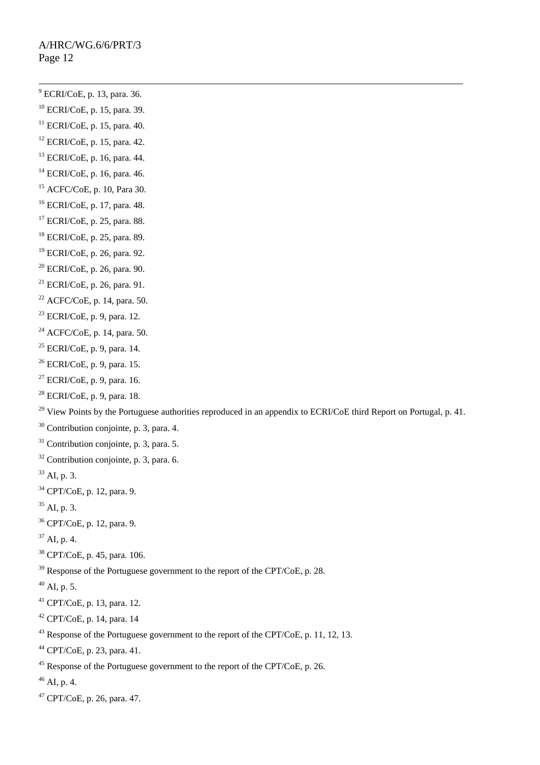[9] ECRI/CoE, p. 13, para. 36.

[10] ECRI/CoE, p. 15, para. 39.

[11] ECRI/CoE, p. 15, para. 40.

[12] ECRI/CoE, p. 15, para. 42.

[13] ECRI/CoE, p. 16, para. 44.

[14] ECRI/CoE, p. 16, para. 46.

[15] ACFC/CoE, p. 10, Para 30.

[16] ECRI/CoE, p. 17, para. 48.

[17] ECRI/CoE, p. 25, para. 88.

[18] ECRI/CoE, p. 25, para. 89.

[19] ECRI/CoE, p. 26, para. 92.

[20] ECRI/CoE, p. 26, para. 90.

[21] ECRI/CoE, p. 26, para. 91.

[22] ACFC/CoE, p. 14, para. 50.

[23] ECRI/CoE, p. 9, para. 12.

[24] ACFC/CoE, p. 14, para. 50.

[25] ECRI/CoE, p. 9, para. 14.

[26] ECRI/CoE, p. 9, para. 15.

[27] ECRI/CoE, p. 9, para. 16.

[28] ECRI/CoE, p. 9, para. 18.

[29] View Points by the Portuguese authorities reproduced in an appendix to ECRI/CoE third Report on Portugal, p. 41.

[30] Contribution conjointe, p. 3, para. 4.

[31] Contribution conjointe, p. 3, para. 5.

[32] Contribution conjointe, p. 3, para. 6.

[33] AI, p. 3.

[34] CPT/CoE, p. 12, para. 9.

[35] AI, p. 3.

[36] CPT/CoE, p. 12, para. 9.

[37] AI, p. 4.

[38] CPT/CoE, p. 45, para. 106.

[39] Response of the Portuguese government to the report of the CPT/CoE, p. 28.

[40] AI, p. 5.

[41] CPT/CoE, p. 13, para. 12.

[42] CPT/CoE, p. 14, para. 14

[43] Response of the Portuguese government to the report of the CPT/CoE, p. 11, 12, 13.

[44] CPT/CoE, p. 23, para. 41.

[45] Response of the Portuguese government to the report of the CPT/CoE, p. 26.

[46] AI, p. 4.

[47] CPT/CoE, p. 26, para. 47.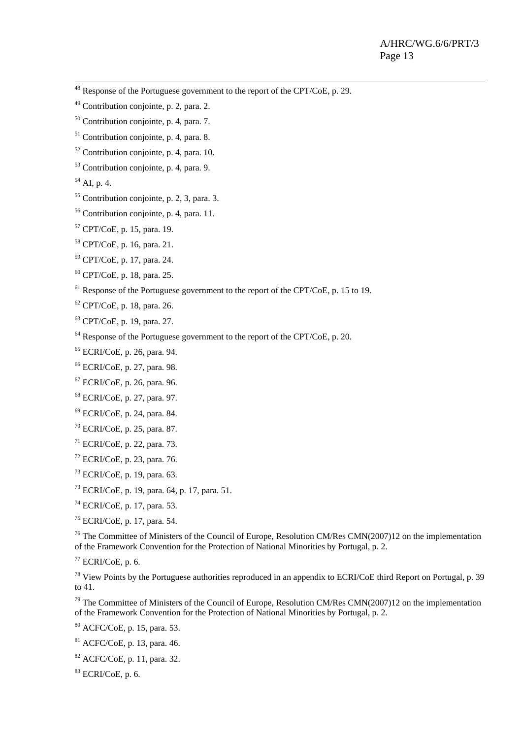[48] Response of the Portuguese government to the report of the CPT/CoE, p. 29.

[49] Contribution conjointe, p. 2, para. 2.

[50] Contribution conjointe, p. 4, para. 7.

[51] Contribution conjointe, p. 4, para. 8.

[52] Contribution conjointe, p. 4, para. 10.

[53] Contribution conjointe, p. 4, para. 9.

[54] AI, p. 4.

[55] Contribution conjointe, p. 2, 3, para. 3.

[56] Contribution conjointe, p. 4, para. 11.

[57] CPT/CoE, p. 15, para. 19.

[58] CPT/CoE, p. 16, para. 21.

[59] CPT/CoE, p. 17, para. 24.

[60] CPT/CoE, p. 18, para. 25.

[61] Response of the Portuguese government to the report of the CPT/CoE, p. 15 to 19.

[62] CPT/CoE, p. 18, para. 26.

[63] CPT/CoE, p. 19, para. 27.

[64] Response of the Portuguese government to the report of the CPT/CoE, p. 20.

[65] ECRI/CoE, p. 26, para. 94.

[66] ECRI/CoE, p. 27, para. 98.

[67] ECRI/CoE, p. 26, para. 96.

[68] ECRI/CoE, p. 27, para. 97.

[69] ECRI/CoE, p. 24, para. 84.

[70] ECRI/CoE, p. 25, para. 87.

[71] ECRI/CoE, p. 22, para. 73.

[72] ECRI/CoE, p. 23, para. 76.

[73] ECRI/CoE, p. 19, para. 63.

[73] ECRI/CoE, p. 19, para. 64, p. 17, para. 51.

[74] ECRI/CoE, p. 17, para. 53.

[75] ECRI/CoE, p. 17, para. 54.

[76] The Committee of Ministers of the Council of Europe, Resolution CM/Res CMN(2007)12 on the implementation of the Framework Convention for the Protection of National Minorities by Portugal, p. 2.

[77] ECRI/CoE, p. 6.

[78] View Points by the Portuguese authorities reproduced in an appendix to ECRI/CoE third Report on Portugal, p. 39 to 41.

[79] The Committee of Ministers of the Council of Europe, Resolution CM/Res CMN(2007)12 on the implementation of the Framework Convention for the Protection of National Minorities by Portugal, p. 2.

[80] ACFC/CoE, p. 15, para. 53.

[81] ACFC/CoE, p. 13, para. 46.

[82] ACFC/CoE, p. 11, para. 32.

[83] ECRI/CoE, p. 6.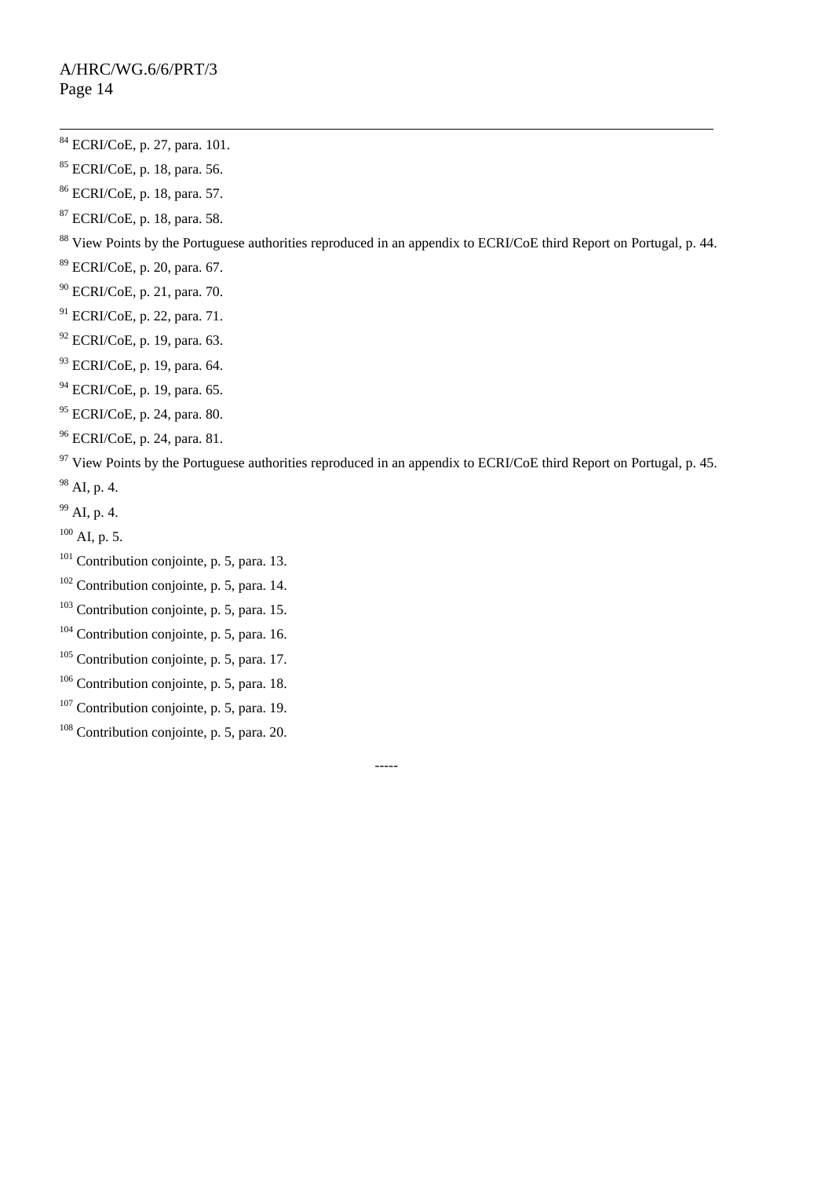[84] ECRI/CoE, p. 27, para. 101.

[85] ECRI/CoE, p. 18, para. 56.

[86] ECRI/CoE, p. 18, para. 57.

[87] ECRI/CoE, p. 18, para. 58.

[88] View Points by the Portuguese authorities reproduced in an appendix to ECRI/CoE third Report on Portugal, p. 44.

[89] ECRI/CoE, p. 20, para. 67.

[90] ECRI/CoE, p. 21, para. 70.

[91] ECRI/CoE, p. 22, para. 71.

[92] ECRI/CoE, p. 19, para. 63.

[93] ECRI/CoE, p. 19, para. 64.

[94] ECRI/CoE, p. 19, para. 65.

[95] ECRI/CoE, p. 24, para. 80.

[96] ECRI/CoE, p. 24, para. 81.

[97] View Points by the Portuguese authorities reproduced in an appendix to ECRI/CoE third Report on Portugal, p. 45.

[98] AI, p. 4.

[99] AI, p. 4.

[100] AI, p. 5.

[101] Contribution conjointe, p. 5, para. 13.

[102] Contribution conjointe, p. 5, para. 14.

[103] Contribution conjointe, p. 5, para. 15.

[104] Contribution conjointe, p. 5, para. 16.

[105] Contribution conjointe, p. 5, para. 17.

[106] Contribution conjointe, p. 5, para. 18.

[107] Contribution conjointe, p. 5, para. 19.

[108] Contribution conjointe, p. 5, para. 20.

-----